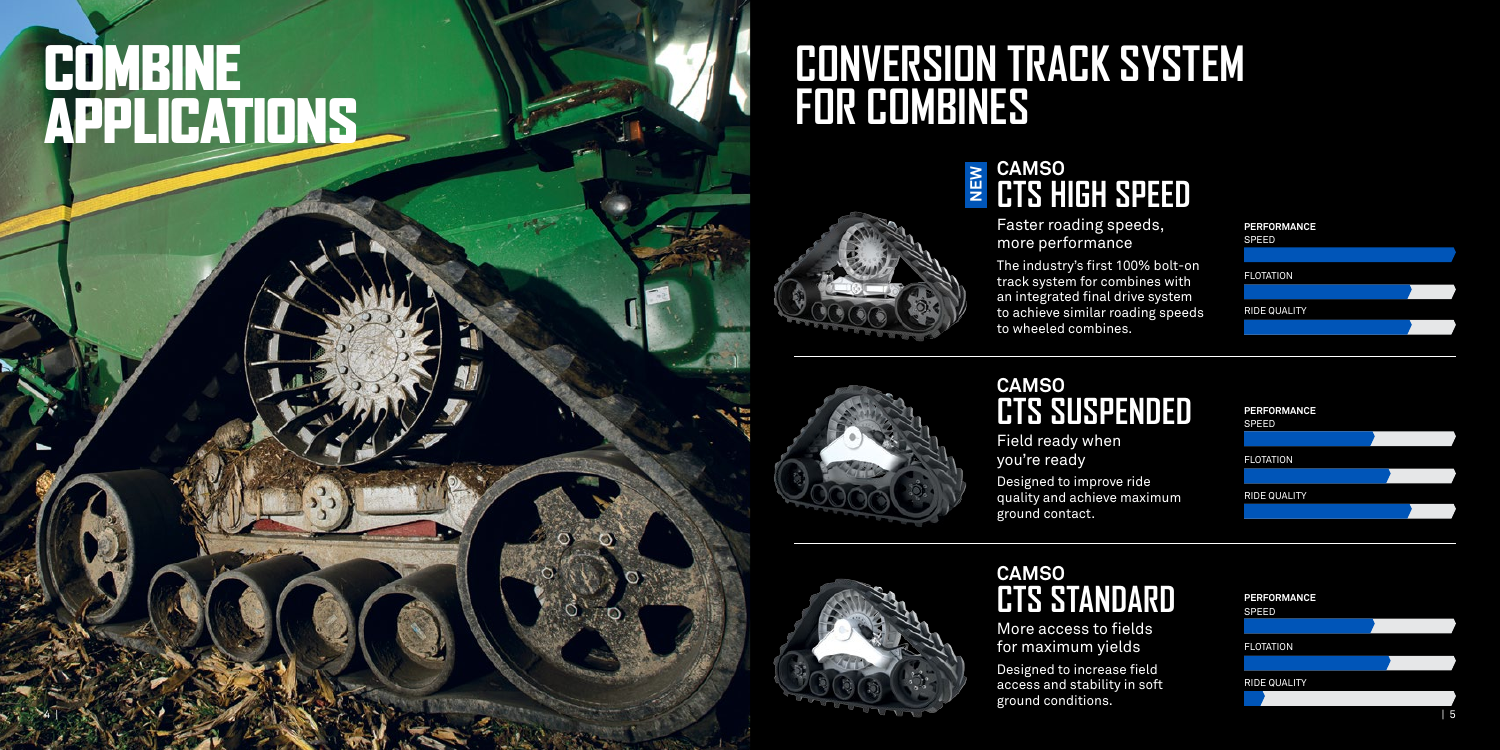# COMBINE APPLICATIONS

# CONVERSION TRACK SYSTEM FOR COMBINES

## NEW CAMSO CTS HIGH SPEED

Faster roading speeds, more performance

The industry's first 100% bolt-on track system for combines with an integrated final drive system to achieve similar roading speeds to wheeled combines.

**PERFORMANCE**

SPEED

FLOTATION

RIDE QUALITY

## CAMSO CTS SUSPENDED

Field ready when you're ready

Designed to improve ride quality and achieve maximum ground contact.

**PERFORMANCE**

SPEED

FLOTATION

RIDE QUALITY

## CAMSO CTS STANDARD

More access to fields for maximum yields

Designed to increase field access and stability in soft ground conditions.

**PERFORMANCE**

SPEED

FLOTATION

RIDE QUALITY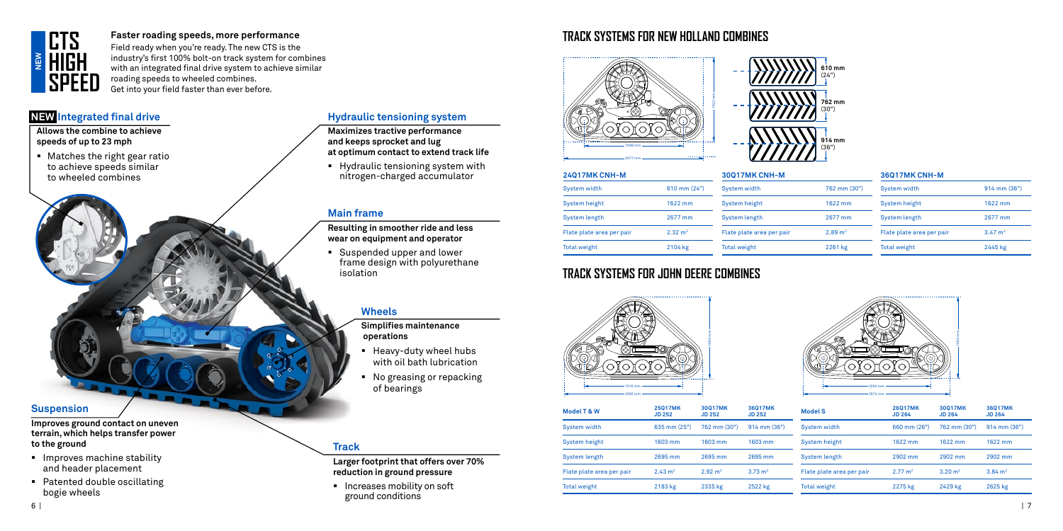# NEW CTS HIGH SPEED

**Faster roading speeds, more performance**

Field ready when you're ready. The new CTS is the industry's first 100% bolt-on track system for combines with an integrated final drive system to achieve similar roading speeds to wheeled combines. Get into your field faster than ever before.

## NEW Integrated final drive

**Allows the combine to achieve speeds of up to 23 mph**

- Matches the right gear ratio to achieve speeds similar to wheeled combines

## Hydraulic tensioning system

**Maximizes tractive performance and keeps sprocket and lug at optimum contact to extend track life**

- Hydraulic tensioning system with nitrogen-charged accumulator

## Main frame

**Resulting in smoother ride and less wear on equipment and operator**

- Suspended upper and lower frame design with polyurethane isolation

## Wheels

**Simplifies maintenance operations**

- Heavy-duty wheel hubs with oil bath lubrication
- No greasing or repacking of bearings

## Suspension

**Improves ground contact on uneven terrain, which helps transfer power to the ground**

- Improves machine stability and header placement
- Patented double oscillating bogie wheels

## Track

**Larger footprint that offers over 70% reduction in ground pressure**

- Increases mobility on soft ground conditions

# TRACK SYSTEMS FOR NEW HOLLAND COMBINES

1622 mm
1998 mm
2677 mm

610 mm (24")
762 mm (30")
914 mm (36")

| 24Q17MK CNH-M | |
|---|---|
| System width | 610 mm (24") |
| System height | 1622 mm |
| System length | 2677 mm |
| Flate plate area per pair | 2.32 m² |
| Total weight | 2104 kg |

| 30Q17MK CNH-M | |
|---|---|
| System width | 762 mm (30") |
| System height | 1622 mm |
| System length | 2677 mm |
| Flate plate area per pair | 2.89 m² |
| Total weight | 2261 kg |

| 36Q17MK CNH-M | |
|---|---|
| System width | 914 mm (36") |
| System height | 1622 mm |
| System length | 2677 mm |
| Flate plate area per pair | 3.47 m² |
| Total weight | 2445 kg |

# TRACK SYSTEMS FOR JOHN DEERE COMBINES

1603 mm
1918 mm
2695 mm

1622 mm
2095 mm
2874 mm

| Model T & W | 25Q17MK JD 252 | 30Q17MK JD 252 | 36Q17MK JD 252 |
|---|---|---|---|
| System width | 635 mm (25") | 762 mm (30") | 914 mm (36") |
| System height | 1603 mm | 1603 mm | 1603 mm |
| System length | 2695 mm | 2695 mm | 2695 mm |
| Flate plate area per pair | 2.43 m² | 2.92 m² | 3.73 m² |
| Total weight | 2183 kg | 2335 kg | 2522 kg |

| Model S | 26Q17MK JD 264 | 30Q17MK JD 264 | 36Q17MK JD 264 |
|---|---|---|---|
| System width | 660 mm (26") | 762 mm (30") | 914 mm (36") |
| System height | 1622 mm | 1622 mm | 1622 mm |
| System length | 2902 mm | 2902 mm | 2902 mm |
| Flate plate area per pair | 2.77 m² | 3.20 m² | 3.84 m² |
| Total weight | 2275 kg | 2429 kg | 2625 kg |